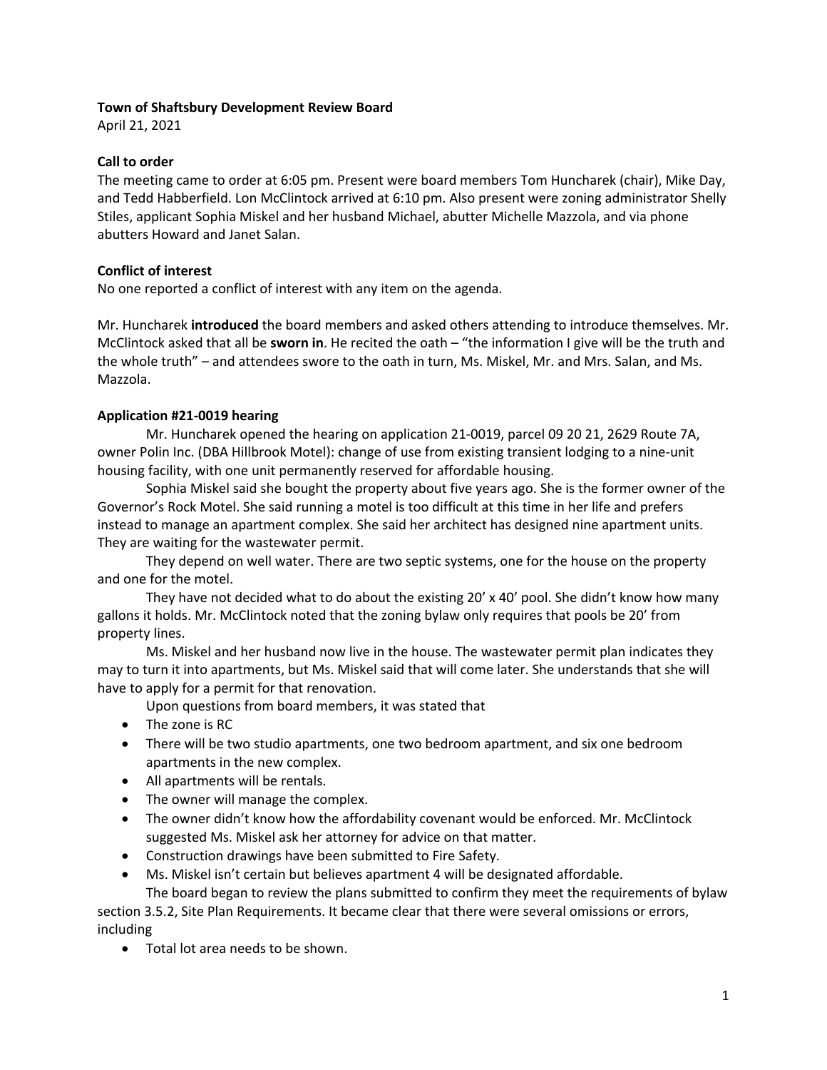**Town of Shaftsbury Development Review Board**

April 21, 2021

**Call to order**

The meeting came to order at 6:05 pm. Present were board members Tom Huncharek (chair), Mike Day, and Tedd Habberfield. Lon McClintock arrived at 6:10 pm. Also present were zoning administrator Shelly Stiles, applicant Sophia Miskel and her husband Michael, abutter Michelle Mazzola, and via phone abutters Howard and Janet Salan.

**Conflict of interest**

No one reported a conflict of interest with any item on the agenda.

Mr. Huncharek **introduced** the board members and asked others attending to introduce themselves. Mr. McClintock asked that all be **sworn in**. He recited the oath – "the information I give will be the truth and the whole truth" – and attendees swore to the oath in turn, Ms. Miskel, Mr. and Mrs. Salan, and Ms. Mazzola.

**Application #21-0019 hearing**

Mr. Huncharek opened the hearing on application 21-0019, parcel 09 20 21, 2629 Route 7A, owner Polin Inc. (DBA Hillbrook Motel): change of use from existing transient lodging to a nine-unit housing facility, with one unit permanently reserved for affordable housing.

Sophia Miskel said she bought the property about five years ago. She is the former owner of the Governor's Rock Motel. She said running a motel is too difficult at this time in her life and prefers instead to manage an apartment complex. She said her architect has designed nine apartment units. They are waiting for the wastewater permit.

They depend on well water. There are two septic systems, one for the house on the property and one for the motel.

They have not decided what to do about the existing 20' x 40' pool. She didn't know how many gallons it holds. Mr. McClintock noted that the zoning bylaw only requires that pools be 20' from property lines.

Ms. Miskel and her husband now live in the house. The wastewater permit plan indicates they may to turn it into apartments, but Ms. Miskel said that will come later. She understands that she will have to apply for a permit for that renovation.

Upon questions from board members, it was stated that

- The zone is RC
- There will be two studio apartments, one two bedroom apartment, and six one bedroom apartments in the new complex.
- All apartments will be rentals.
- The owner will manage the complex.
- The owner didn't know how the affordability covenant would be enforced. Mr. McClintock suggested Ms. Miskel ask her attorney for advice on that matter.
- Construction drawings have been submitted to Fire Safety.
- Ms. Miskel isn't certain but believes apartment 4 will be designated affordable.

The board began to review the plans submitted to confirm they meet the requirements of bylaw section 3.5.2, Site Plan Requirements. It became clear that there were several omissions or errors, including

- Total lot area needs to be shown.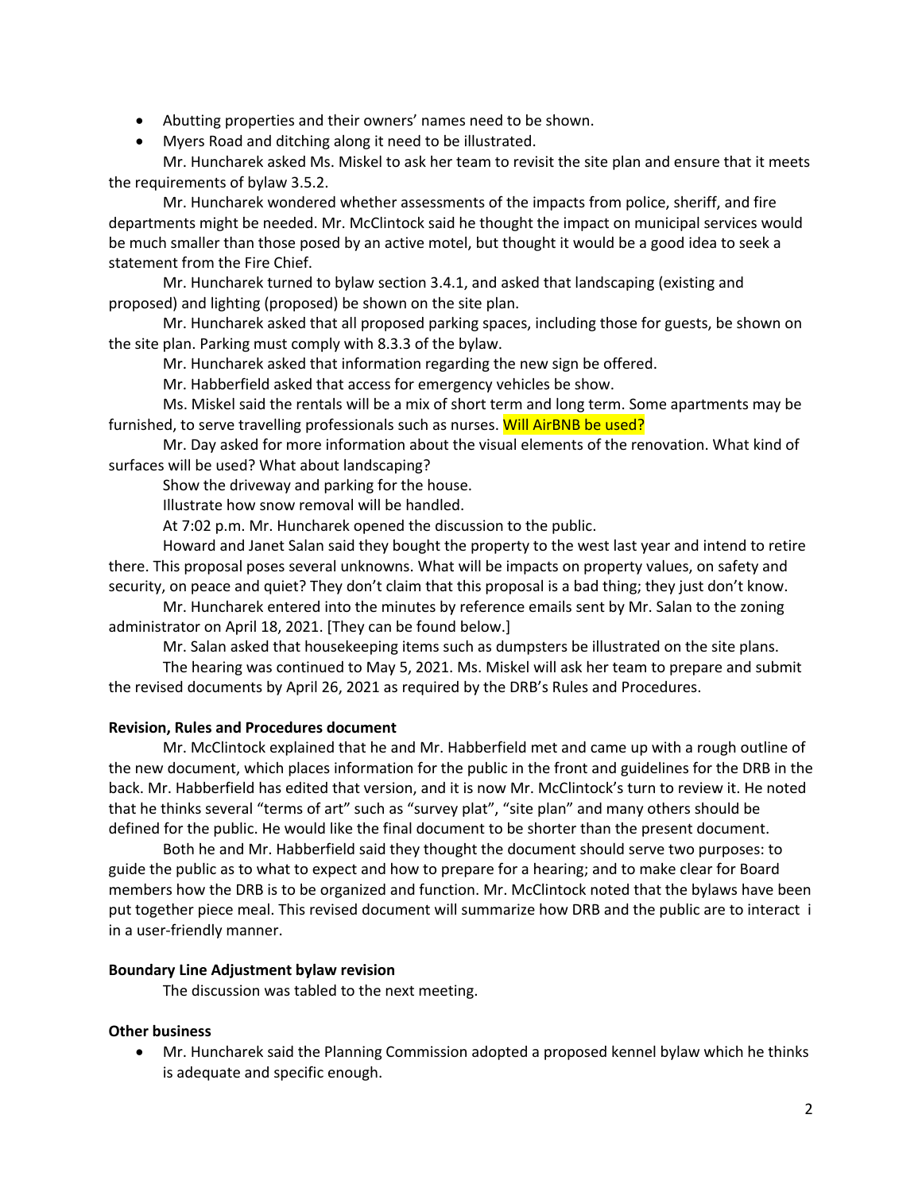- Abutting properties and their owners' names need to be shown.
- Myers Road and ditching along it need to be illustrated.

Mr. Huncharek asked Ms. Miskel to ask her team to revisit the site plan and ensure that it meets the requirements of bylaw 3.5.2.

Mr. Huncharek wondered whether assessments of the impacts from police, sheriff, and fire departments might be needed. Mr. McClintock said he thought the impact on municipal services would be much smaller than those posed by an active motel, but thought it would be a good idea to seek a statement from the Fire Chief.

Mr. Huncharek turned to bylaw section 3.4.1, and asked that landscaping (existing and proposed) and lighting (proposed) be shown on the site plan.

Mr. Huncharek asked that all proposed parking spaces, including those for guests, be shown on the site plan. Parking must comply with 8.3.3 of the bylaw.

Mr. Huncharek asked that information regarding the new sign be offered.

Mr. Habberfield asked that access for emergency vehicles be show.

Ms. Miskel said the rentals will be a mix of short term and long term. Some apartments may be furnished, to serve travelling professionals such as nurses. Will AirBNB be used?

Mr. Day asked for more information about the visual elements of the renovation. What kind of surfaces will be used? What about landscaping?

Show the driveway and parking for the house.

Illustrate how snow removal will be handled.

At 7:02 p.m. Mr. Huncharek opened the discussion to the public.

Howard and Janet Salan said they bought the property to the west last year and intend to retire there. This proposal poses several unknowns. What will be impacts on property values, on safety and security, on peace and quiet? They don't claim that this proposal is a bad thing; they just don't know.

Mr. Huncharek entered into the minutes by reference emails sent by Mr. Salan to the zoning administrator on April 18, 2021. [They can be found below.]

Mr. Salan asked that housekeeping items such as dumpsters be illustrated on the site plans.

The hearing was continued to May 5, 2021. Ms. Miskel will ask her team to prepare and submit the revised documents by April 26, 2021 as required by the DRB's Rules and Procedures.

**Revision, Rules and Procedures document**

Mr. McClintock explained that he and Mr. Habberfield met and came up with a rough outline of the new document, which places information for the public in the front and guidelines for the DRB in the back. Mr. Habberfield has edited that version, and it is now Mr. McClintock's turn to review it. He noted that he thinks several "terms of art" such as "survey plat", "site plan" and many others should be defined for the public. He would like the final document to be shorter than the present document.

Both he and Mr. Habberfield said they thought the document should serve two purposes: to guide the public as to what to expect and how to prepare for a hearing; and to make clear for Board members how the DRB is to be organized and function. Mr. McClintock noted that the bylaws have been put together piece meal. This revised document will summarize how DRB and the public are to interact i in a user-friendly manner.

**Boundary Line Adjustment bylaw revision**

The discussion was tabled to the next meeting.

**Other business**

- Mr. Huncharek said the Planning Commission adopted a proposed kennel bylaw which he thinks is adequate and specific enough.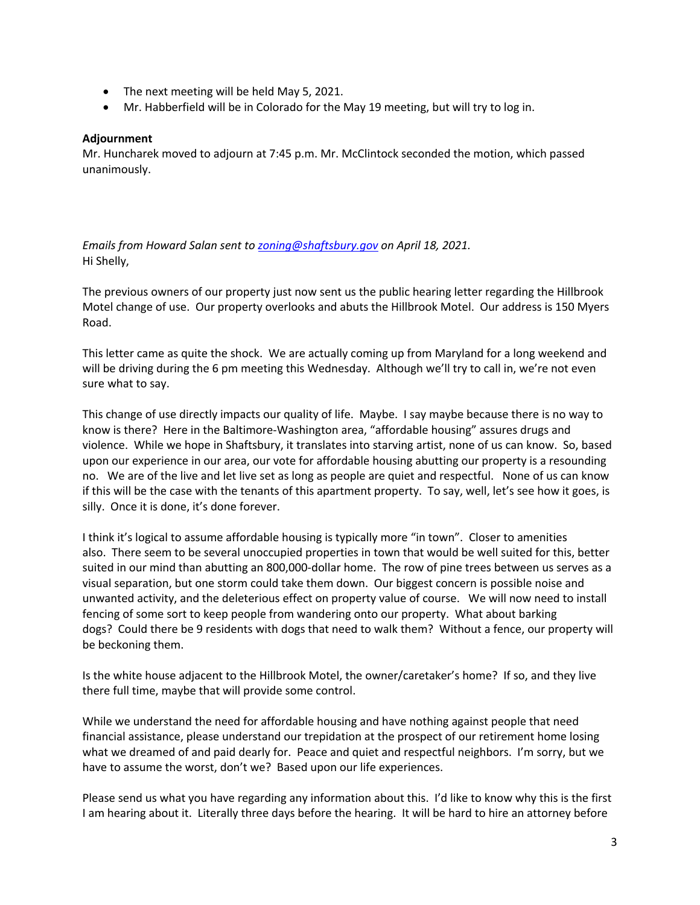- The next meeting will be held May 5, 2021.
- Mr. Habberfield will be in Colorado for the May 19 meeting, but will try to log in.

**Adjournment**

Mr. Huncharek moved to adjourn at 7:45 p.m. Mr. McClintock seconded the motion, which passed unanimously.

*Emails from Howard Salan sent to zoning@shaftsbury.gov on April 18, 2021.*

Hi Shelly,

The previous owners of our property just now sent us the public hearing letter regarding the Hillbrook Motel change of use. Our property overlooks and abuts the Hillbrook Motel. Our address is 150 Myers Road.

This letter came as quite the shock. We are actually coming up from Maryland for a long weekend and will be driving during the 6 pm meeting this Wednesday. Although we'll try to call in, we're not even sure what to say.

This change of use directly impacts our quality of life. Maybe. I say maybe because there is no way to know is there? Here in the Baltimore-Washington area, "affordable housing" assures drugs and violence. While we hope in Shaftsbury, it translates into starving artist, none of us can know. So, based upon our experience in our area, our vote for affordable housing abutting our property is a resounding no. We are of the live and let live set as long as people are quiet and respectful. None of us can know if this will be the case with the tenants of this apartment property. To say, well, let's see how it goes, is silly. Once it is done, it's done forever.

I think it's logical to assume affordable housing is typically more "in town". Closer to amenities also. There seem to be several unoccupied properties in town that would be well suited for this, better suited in our mind than abutting an 800,000-dollar home. The row of pine trees between us serves as a visual separation, but one storm could take them down. Our biggest concern is possible noise and unwanted activity, and the deleterious effect on property value of course. We will now need to install fencing of some sort to keep people from wandering onto our property. What about barking dogs? Could there be 9 residents with dogs that need to walk them? Without a fence, our property will be beckoning them.

Is the white house adjacent to the Hillbrook Motel, the owner/caretaker's home? If so, and they live there full time, maybe that will provide some control.

While we understand the need for affordable housing and have nothing against people that need financial assistance, please understand our trepidation at the prospect of our retirement home losing what we dreamed of and paid dearly for. Peace and quiet and respectful neighbors. I'm sorry, but we have to assume the worst, don't we? Based upon our life experiences.

Please send us what you have regarding any information about this. I'd like to know why this is the first I am hearing about it. Literally three days before the hearing. It will be hard to hire an attorney before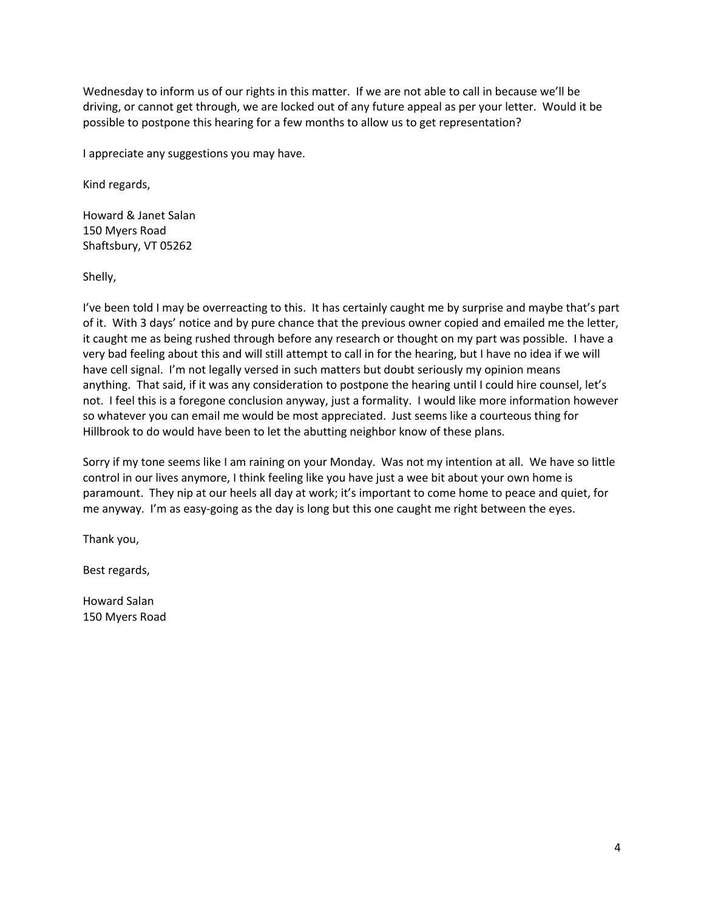Wednesday to inform us of our rights in this matter. If we are not able to call in because we'll be driving, or cannot get through, we are locked out of any future appeal as per your letter. Would it be possible to postpone this hearing for a few months to allow us to get representation?

I appreciate any suggestions you may have.

Kind regards,

Howard & Janet Salan  
150 Myers Road  
Shaftsbury, VT 05262

Shelly,

I've been told I may be overreacting to this. It has certainly caught me by surprise and maybe that's part of it. With 3 days' notice and by pure chance that the previous owner copied and emailed me the letter, it caught me as being rushed through before any research or thought on my part was possible. I have a very bad feeling about this and will still attempt to call in for the hearing, but I have no idea if we will have cell signal. I'm not legally versed in such matters but doubt seriously my opinion means anything. That said, if it was any consideration to postpone the hearing until I could hire counsel, let's not. I feel this is a foregone conclusion anyway, just a formality. I would like more information however so whatever you can email me would be most appreciated. Just seems like a courteous thing for Hillbrook to do would have been to let the abutting neighbor know of these plans.

Sorry if my tone seems like I am raining on your Monday. Was not my intention at all. We have so little control in our lives anymore, I think feeling like you have just a wee bit about your own home is paramount. They nip at our heels all day at work; it's important to come home to peace and quiet, for me anyway. I'm as easy-going as the day is long but this one caught me right between the eyes.

Thank you,

Best regards,

Howard Salan  
150 Myers Road